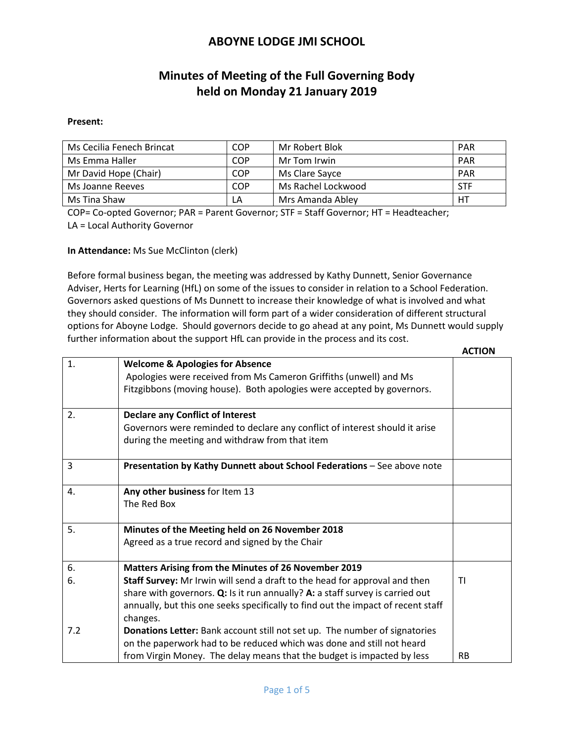# ABOYNE LODGE JMI SCHOOL

## Minutes of Meeting of the Full Governing Body held on Monday 21 January 2019

**Present:**

| | | | |
|---|---|---|---|
| Ms Cecilia Fenech Brincat | COP | Mr Robert Blok | PAR |
| Ms Emma Haller | COP | Mr Tom Irwin | PAR |
| Mr David Hope (Chair) | COP | Ms Clare Sayce | PAR |
| Ms Joanne Reeves | COP | Ms Rachel Lockwood | STF |
| Ms Tina Shaw | LA | Mrs Amanda Abley | HT |

COP= Co-opted Governor; PAR = Parent Governor; STF = Staff Governor; HT = Headteacher; LA = Local Authority Governor

**In Attendance:** Ms Sue McClinton (clerk)

Before formal business began, the meeting was addressed by Kathy Dunnett, Senior Governance Adviser, Herts for Learning (HfL) on some of the issues to consider in relation to a School Federation. Governors asked questions of Ms Dunnett to increase their knowledge of what is involved and what they should consider. The information will form part of a wider consideration of different structural options for Aboyne Lodge. Should governors decide to go ahead at any point, Ms Dunnett would supply further information about the support HfL can provide in the process and its cost.

| | | **ACTION** |
|---|---|---|
| 1. | **Welcome & Apologies for Absence**<br>Apologies were received from Ms Cameron Griffiths (unwell) and Ms Fitzgibbons (moving house). Both apologies were accepted by governors. | |
| 2. | **Declare any Conflict of Interest**<br>Governors were reminded to declare any conflict of interest should it arise during the meeting and withdraw from that item | |
| 3 | **Presentation by Kathy Dunnett about School Federations** – See above note | |
| 4. | **Any other business** for Item 13<br>The Red Box | |
| 5. | **Minutes of the Meeting held on 26 November 2018**<br>Agreed as a true record and signed by the Chair | |
| 6. | **Matters Arising from the Minutes of 26 November 2019** | |
| 6. | **Staff Survey:** Mr Irwin will send a draft to the head for approval and then share with governors. **Q:** Is it run annually? **A:** a staff survey is carried out annually, but this one seeks specifically to find out the impact of recent staff changes. | TI |
| 7.2 | **Donations Letter:** Bank account still not set up. The number of signatories on the paperwork had to be reduced which was done and still not heard from Virgin Money. The delay means that the budget is impacted by less | RB |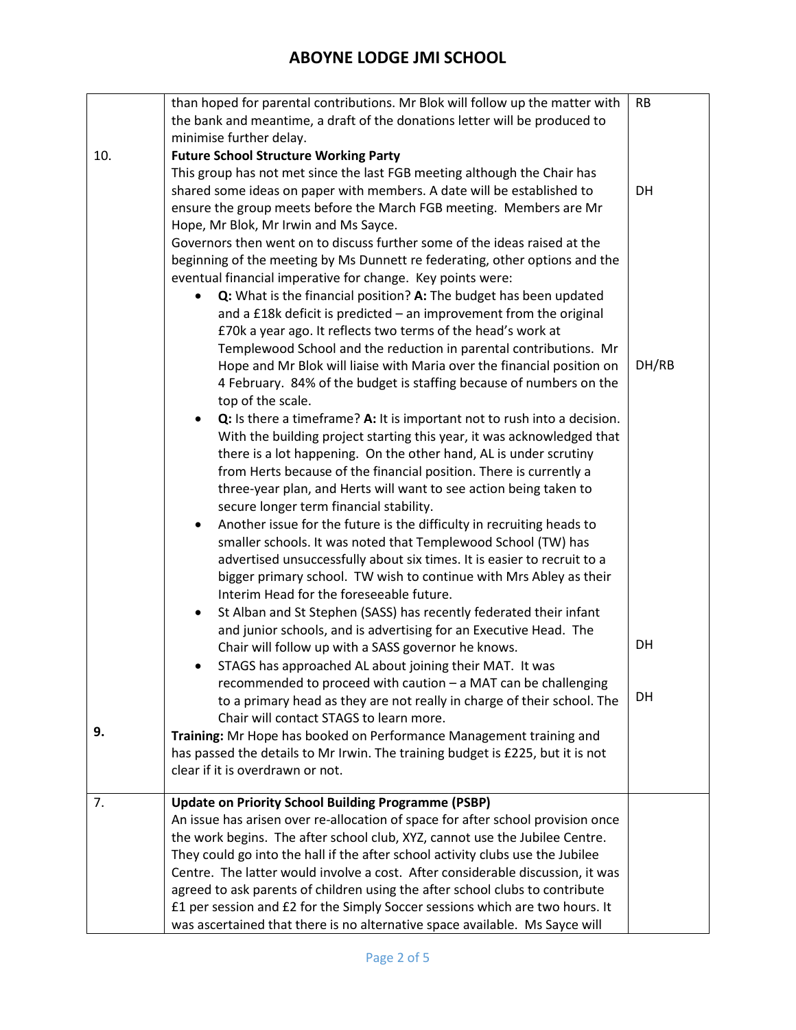| | | |
|---|---|---|
| | than hoped for parental contributions. Mr Blok will follow up the matter with the bank and meantime, a draft of the donations letter will be produced to minimise further delay. | RB |
| 10. | **Future School Structure Working Party**<br>This group has not met since the last FGB meeting although the Chair has shared some ideas on paper with members. A date will be established to ensure the group meets before the March FGB meeting. Members are Mr Hope, Mr Blok, Mr Irwin and Ms Sayce.<br>Governors then went on to discuss further some of the ideas raised at the beginning of the meeting by Ms Dunnett re federating, other options and the eventual financial imperative for change. Key points were:<br>• **Q:** What is the financial position? **A:** The budget has been updated and a £18k deficit is predicted – an improvement from the original £70k a year ago. It reflects two terms of the head's work at Templewood School and the reduction in parental contributions. Mr Hope and Mr Blok will liaise with Maria over the financial position on 4 February. 84% of the budget is staffing because of numbers on the top of the scale.<br>• **Q:** Is there a timeframe? **A:** It is important not to rush into a decision. With the building project starting this year, it was acknowledged that there is a lot happening. On the other hand, AL is under scrutiny from Herts because of the financial position. There is currently a three-year plan, and Herts will want to see action being taken to secure longer term financial stability.<br>• Another issue for the future is the difficulty in recruiting heads to smaller schools. It was noted that Templewood School (TW) has advertised unsuccessfully about six times. It is easier to recruit to a bigger primary school. TW wish to continue with Mrs Abley as their Interim Head for the foreseeable future.<br>• St Alban and St Stephen (SASS) has recently federated their infant and junior schools, and is advertising for an Executive Head. The Chair will follow up with a SASS governor he knows.<br>• STAGS has approached AL about joining their MAT. It was recommended to proceed with caution – a MAT can be challenging to a primary head as they are not really in charge of their school. The Chair will contact STAGS to learn more. | DH<br><br>DH/RB<br><br>DH<br><br>DH |
| 9. | **Training:** Mr Hope has booked on Performance Management training and has passed the details to Mr Irwin. The training budget is £225, but it is not clear if it is overdrawn or not. | |
| 7. | **Update on Priority School Building Programme (PSBP)**<br>An issue has arisen over re-allocation of space for after school provision once the work begins. The after school club, XYZ, cannot use the Jubilee Centre. They could go into the hall if the after school activity clubs use the Jubilee Centre. The latter would involve a cost. After considerable discussion, it was agreed to ask parents of children using the after school clubs to contribute £1 per session and £2 for the Simply Soccer sessions which are two hours. It was ascertained that there is no alternative space available. Ms Sayce will | |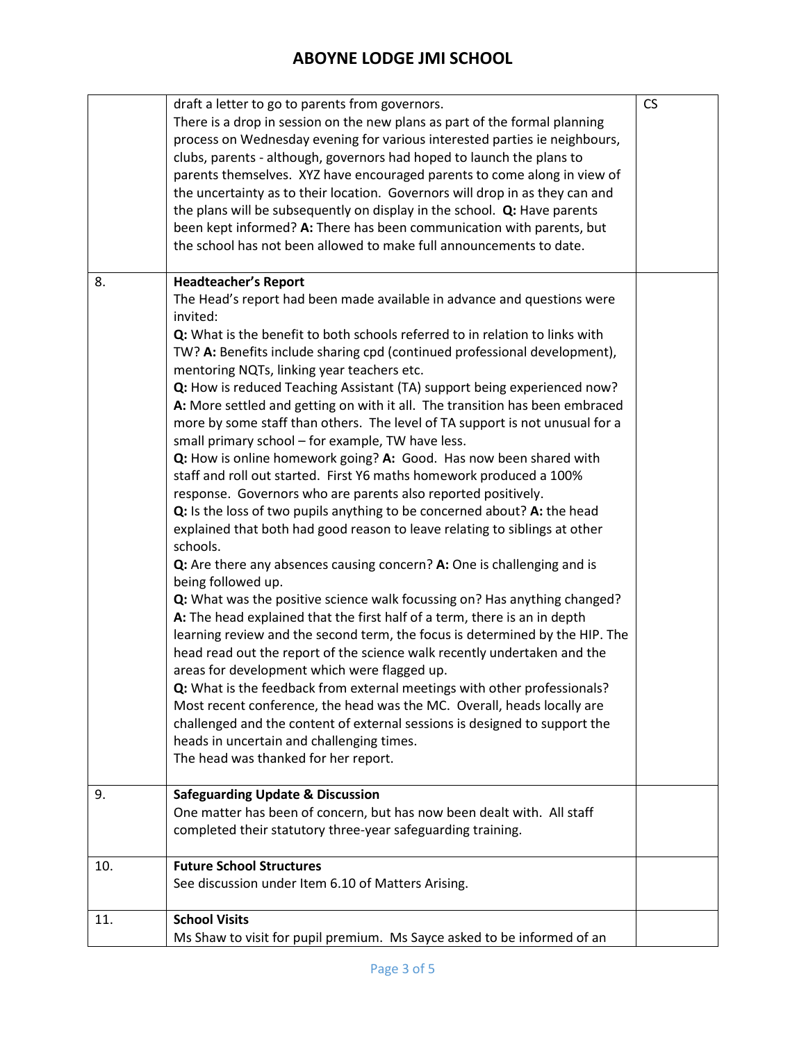| | | |
|---|---|---|
| | draft a letter to go to parents from governors.<br>There is a drop in session on the new plans as part of the formal planning process on Wednesday evening for various interested parties ie neighbours, clubs, parents - although, governors had hoped to launch the plans to parents themselves. XYZ have encouraged parents to come along in view of the uncertainty as to their location. Governors will drop in as they can and the plans will be subsequently on display in the school. **Q:** Have parents been kept informed? **A:** There has been communication with parents, but the school has not been allowed to make full announcements to date. | CS |
| 8. | **Headteacher's Report**<br>The Head's report had been made available in advance and questions were invited:<br>**Q:** What is the benefit to both schools referred to in relation to links with TW? **A:** Benefits include sharing cpd (continued professional development), mentoring NQTs, linking year teachers etc.<br>**Q:** How is reduced Teaching Assistant (TA) support being experienced now? **A:** More settled and getting on with it all. The transition has been embraced more by some staff than others. The level of TA support is not unusual for a small primary school – for example, TW have less.<br>**Q:** How is online homework going? **A:** Good. Has now been shared with staff and roll out started. First Y6 maths homework produced a 100% response. Governors who are parents also reported positively.<br>**Q:** Is the loss of two pupils anything to be concerned about? **A:** the head explained that both had good reason to leave relating to siblings at other schools.<br>**Q:** Are there any absences causing concern? **A:** One is challenging and is being followed up.<br>**Q:** What was the positive science walk focussing on? Has anything changed? **A:** The head explained that the first half of a term, there is an in depth learning review and the second term, the focus is determined by the HIP. The head read out the report of the science walk recently undertaken and the areas for development which were flagged up.<br>**Q:** What is the feedback from external meetings with other professionals? Most recent conference, the head was the MC. Overall, heads locally are challenged and the content of external sessions is designed to support the heads in uncertain and challenging times.<br>The head was thanked for her report. | |
| 9. | **Safeguarding Update & Discussion**<br>One matter has been of concern, but has now been dealt with. All staff completed their statutory three-year safeguarding training. | |
| 10. | **Future School Structures**<br>See discussion under Item 6.10 of Matters Arising. | |
| 11. | **School Visits**<br>Ms Shaw to visit for pupil premium. Ms Sayce asked to be informed of an | |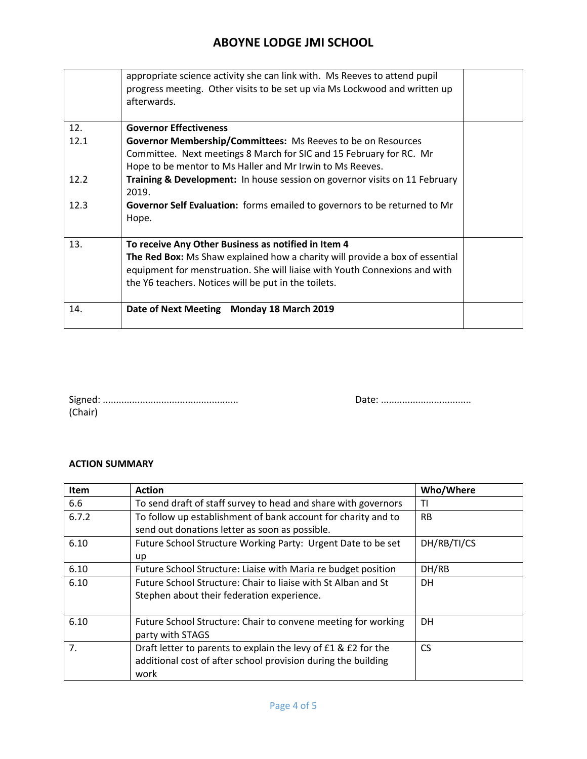| | | |
|---|---|---|
| | appropriate science activity she can link with. Ms Reeves to attend pupil progress meeting. Other visits to be set up via Ms Lockwood and written up afterwards. | |
| 12.<br>12.1<br><br><br>12.2<br><br>12.3 | **Governor Effectiveness**<br>**Governor Membership/Committees:** Ms Reeves to be on Resources Committee. Next meetings 8 March for SIC and 15 February for RC. Mr Hope to be mentor to Ms Haller and Mr Irwin to Ms Reeves.<br>**Training & Development:** In house session on governor visits on 11 February 2019.<br>**Governor Self Evaluation:** forms emailed to governors to be returned to Mr Hope. | |
| 13. | **To receive Any Other Business as notified in Item 4**<br>**The Red Box:** Ms Shaw explained how a charity will provide a box of essential equipment for menstruation. She will liaise with Youth Connexions and with the Y6 teachers. Notices will be put in the toilets. | |
| 14. | **Date of Next Meeting Monday 18 March 2019** | |

Signed: .................................................. Date: .................................
(Chair)

**ACTION SUMMARY**

| Item | Action | Who/Where |
|---|---|---|
| 6.6 | To send draft of staff survey to head and share with governors | TI |
| 6.7.2 | To follow up establishment of bank account for charity and to send out donations letter as soon as possible. | RB |
| 6.10 | Future School Structure Working Party: Urgent Date to be set up | DH/RB/TI/CS |
| 6.10 | Future School Structure: Liaise with Maria re budget position | DH/RB |
| 6.10 | Future School Structure: Chair to liaise with St Alban and St Stephen about their federation experience. | DH |
| 6.10 | Future School Structure: Chair to convene meeting for working party with STAGS | DH |
| 7. | Draft letter to parents to explain the levy of £1 & £2 for the additional cost of after school provision during the building work | CS |